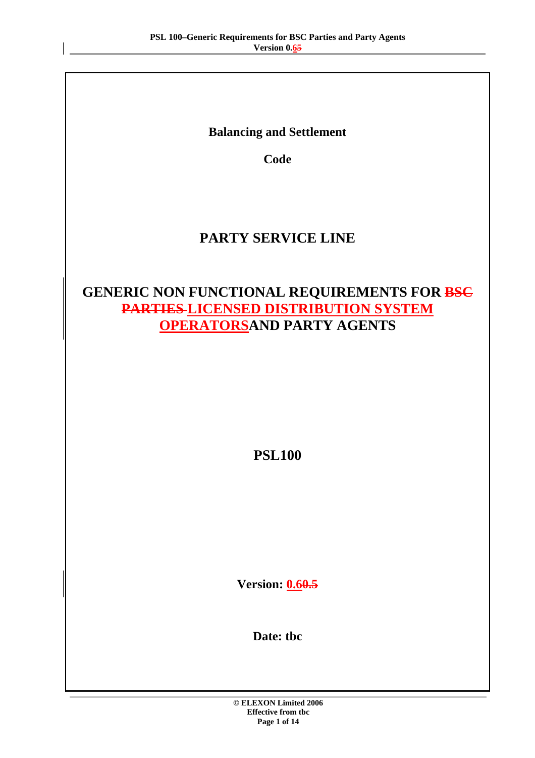**Balancing and Settlement**

**Code**

# PARTY SERVICE LINE

# GENERIC NON FUNCTIONAL REQUIREMENTS FOR ~~BSC PARTIES~~ LICENSED DISTRIBUTION SYSTEM OPERATORSAND PARTY AGENTS

**PSL100**

**Version: 0.6~~0.5~~**

**Date: tbc**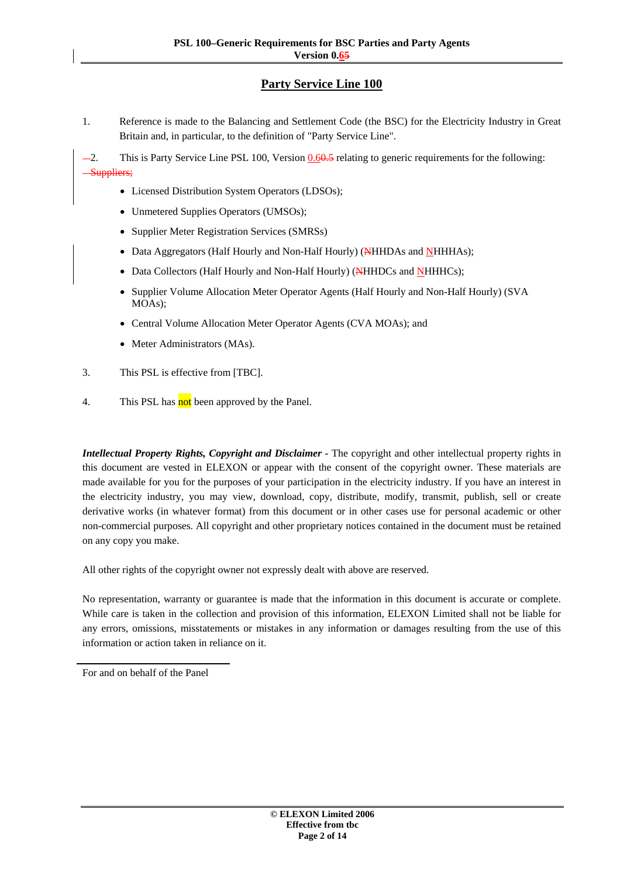# Party Service Line 100

1. Reference is made to the Balancing and Settlement Code (the BSC) for the Electricity Industry in Great Britain and, in particular, to the definition of "Party Service Line".

2. This is Party Service Line PSL 100, Version 0.60.5 relating to generic requirements for the following: Suppliers;

   - Licensed Distribution System Operators (LDSOs);
   - Unmetered Supplies Operators (UMSOs);
   - Supplier Meter Registration Services (SMRSs)
   - Data Aggregators (Half Hourly and Non-Half Hourly) (NHHDAs and NHHHAs);
   - Data Collectors (Half Hourly and Non-Half Hourly) (NHHDCs and NHHHCs);
   - Supplier Volume Allocation Meter Operator Agents (Half Hourly and Non-Half Hourly) (SVA MOAs);
   - Central Volume Allocation Meter Operator Agents (CVA MOAs); and
   - Meter Administrators (MAs).

3. This PSL is effective from [TBC].

4. This PSL has not been approved by the Panel.

***Intellectual Property Rights, Copyright and Disclaimer -*** The copyright and other intellectual property rights in this document are vested in ELEXON or appear with the consent of the copyright owner. These materials are made available for you for the purposes of your participation in the electricity industry. If you have an interest in the electricity industry, you may view, download, copy, distribute, modify, transmit, publish, sell or create derivative works (in whatever format) from this document or in other cases use for personal academic or other non-commercial purposes. All copyright and other proprietary notices contained in the document must be retained on any copy you make.

All other rights of the copyright owner not expressly dealt with above are reserved.

No representation, warranty or guarantee is made that the information in this document is accurate or complete. While care is taken in the collection and provision of this information, ELEXON Limited shall not be liable for any errors, omissions, misstatements or mistakes in any information or damages resulting from the use of this information or action taken in reliance on it.

For and on behalf of the Panel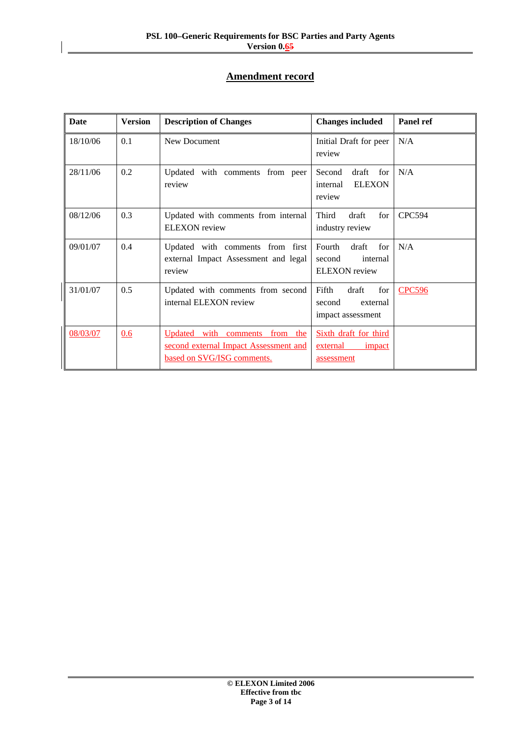## Amendment record

| Date | Version | Description of Changes | Changes included | Panel ref |
|---|---|---|---|---|
| 18/10/06 | 0.1 | New Document | Initial Draft for peer review | N/A |
| 28/11/06 | 0.2 | Updated with comments from peer review | Second draft for internal ELEXON review | N/A |
| 08/12/06 | 0.3 | Updated with comments from internal ELEXON review | Third draft for industry review | CPC594 |
| 09/01/07 | 0.4 | Updated with comments from first external Impact Assessment and legal review | Fourth draft for second internal ELEXON review | N/A |
| 31/01/07 | 0.5 | Updated with comments from second internal ELEXON review | Fifth draft for second external impact assessment | CPC596 |
| 08/03/07 | 0.6 | Updated with comments from the second external Impact Assessment and based on SVG/ISG comments. | Sixth draft for third external impact assessment | |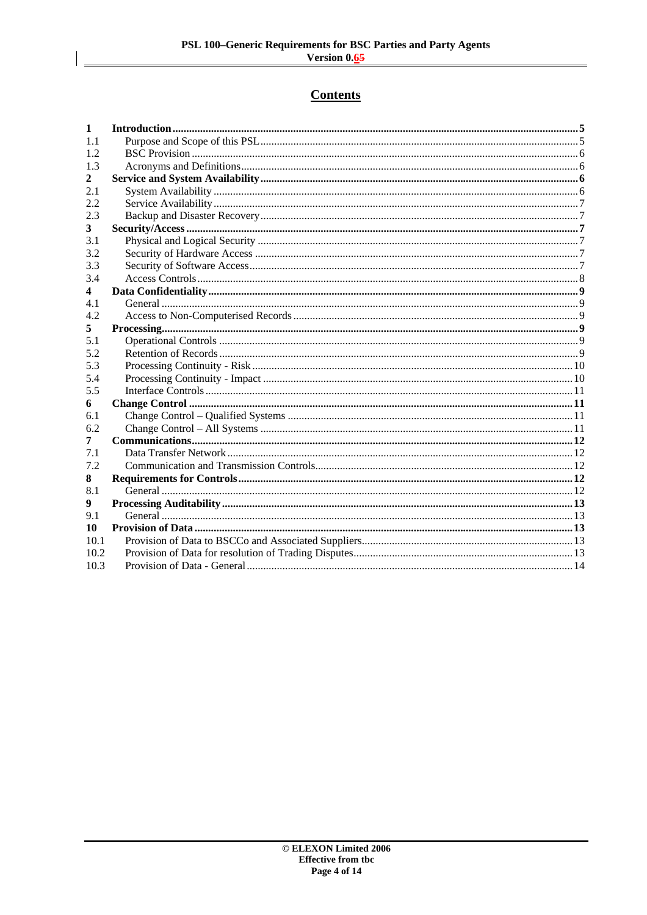## Contents

| | | |
|---|---|---|
| **1** | **Introduction** | **5** |
| 1.1 | Purpose and Scope of this PSL | 5 |
| 1.2 | BSC Provision | 6 |
| 1.3 | Acronyms and Definitions | 6 |
| **2** | **Service and System Availability** | **6** |
| 2.1 | System Availability | 6 |
| 2.2 | Service Availability | 7 |
| 2.3 | Backup and Disaster Recovery | 7 |
| **3** | **Security/Access** | **7** |
| 3.1 | Physical and Logical Security | 7 |
| 3.2 | Security of Hardware Access | 7 |
| 3.3 | Security of Software Access | 7 |
| 3.4 | Access Controls | 8 |
| **4** | **Data Confidentiality** | **9** |
| 4.1 | General | 9 |
| 4.2 | Access to Non-Computerised Records | 9 |
| **5** | **Processing** | **9** |
| 5.1 | Operational Controls | 9 |
| 5.2 | Retention of Records | 9 |
| 5.3 | Processing Continuity - Risk | 10 |
| 5.4 | Processing Continuity - Impact | 10 |
| 5.5 | Interface Controls | 11 |
| **6** | **Change Control** | **11** |
| 6.1 | Change Control – Qualified Systems | 11 |
| 6.2 | Change Control – All Systems | 11 |
| **7** | **Communications** | **12** |
| 7.1 | Data Transfer Network | 12 |
| 7.2 | Communication and Transmission Controls | 12 |
| **8** | **Requirements for Controls** | **12** |
| 8.1 | General | 12 |
| **9** | **Processing Auditability** | **13** |
| 9.1 | General | 13 |
| **10** | **Provision of Data** | **13** |
| 10.1 | Provision of Data to BSCCo and Associated Suppliers | 13 |
| 10.2 | Provision of Data for resolution of Trading Disputes | 13 |
| 10.3 | Provision of Data - General | 14 |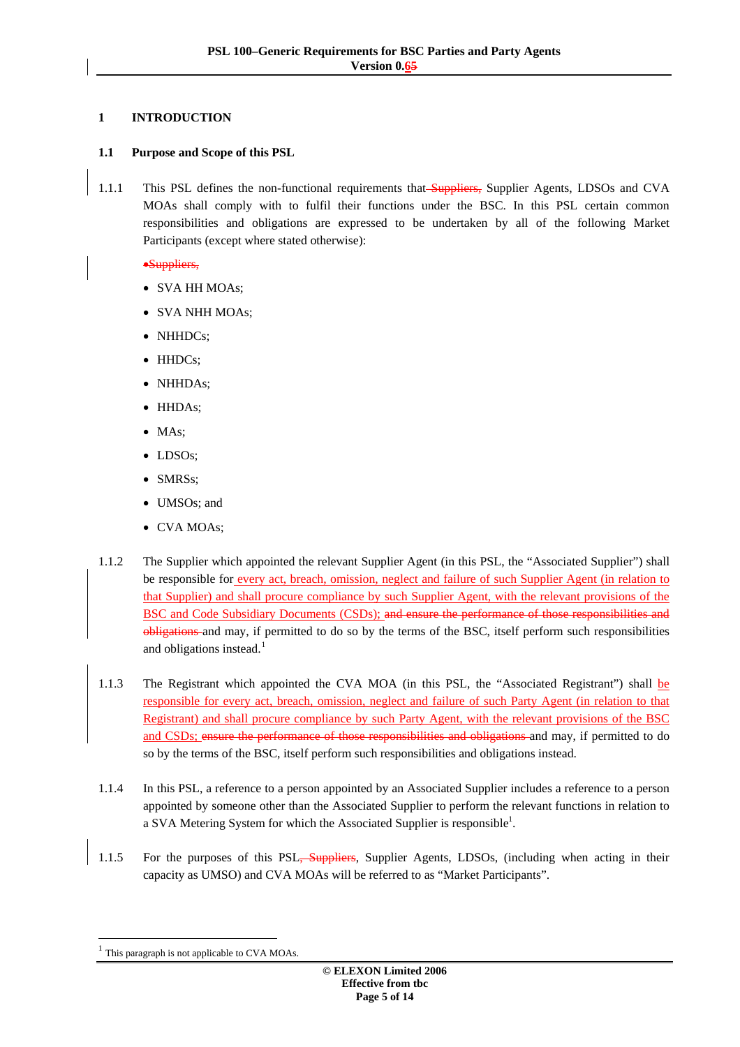# 1 INTRODUCTION

## 1.1 Purpose and Scope of this PSL

1.1.1 This PSL defines the non-functional requirements that ~~Suppliers,~~ Supplier Agents, LDSOs and CVA MOAs shall comply with to fulfil their functions under the BSC. In this PSL certain common responsibilities and obligations are expressed to be undertaken by all of the following Market Participants (except where stated otherwise):

- ~~Suppliers,~~
- SVA HH MOAs;
- SVA NHH MOAs;
- NHHDCs;
- HHDCs;
- NHHDAs;
- HHDAs;
- MAs;
- LDSOs;
- SMRSs;
- UMSOs; and
- CVA MOAs;

1.1.2 The Supplier which appointed the relevant Supplier Agent (in this PSL, the "Associated Supplier") shall be responsible for every act, breach, omission, neglect and failure of such Supplier Agent (in relation to that Supplier) and shall procure compliance by such Supplier Agent, with the relevant provisions of the BSC and Code Subsidiary Documents (CSDs); ~~and ensure the performance of those responsibilities and obligations~~ and may, if permitted to do so by the terms of the BSC, itself perform such responsibilities and obligations instead.[1]

1.1.3 The Registrant which appointed the CVA MOA (in this PSL, the "Associated Registrant") shall be responsible for every act, breach, omission, neglect and failure of such Party Agent (in relation to that Registrant) and shall procure compliance by such Party Agent, with the relevant provisions of the BSC and CSDs; ~~ensure the performance of those responsibilities and obligations~~ and may, if permitted to do so by the terms of the BSC, itself perform such responsibilities and obligations instead.

1.1.4 In this PSL, a reference to a person appointed by an Associated Supplier includes a reference to a person appointed by someone other than the Associated Supplier to perform the relevant functions in relation to a SVA Metering System for which the Associated Supplier is responsible[1].

1.1.5 For the purposes of this PSL~~, Suppliers~~, Supplier Agents, LDSOs, (including when acting in their capacity as UMSO) and CVA MOAs will be referred to as "Market Participants".

---

[1] This paragraph is not applicable to CVA MOAs.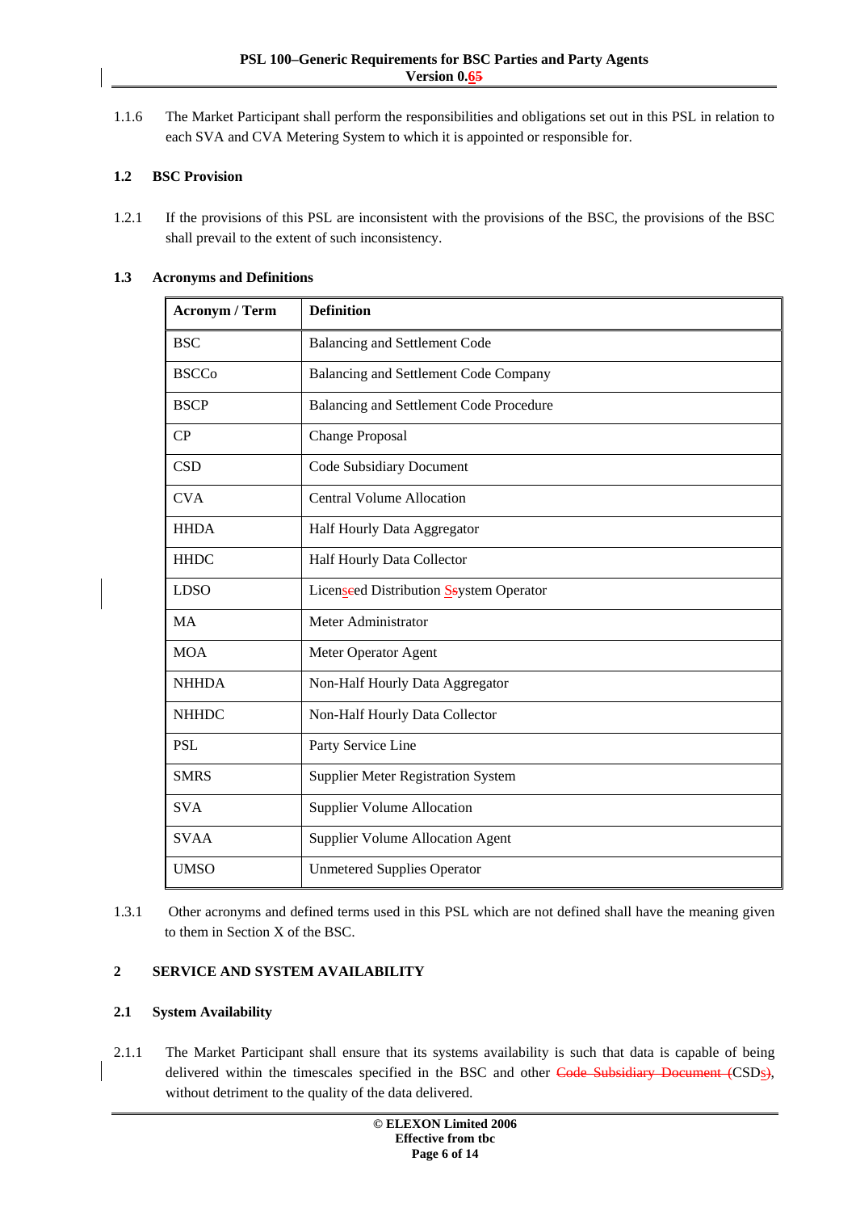1.1.6 The Market Participant shall perform the responsibilities and obligations set out in this PSL in relation to each SVA and CVA Metering System to which it is appointed or responsible for.

### 1.2 BSC Provision

1.2.1 If the provisions of this PSL are inconsistent with the provisions of the BSC, the provisions of the BSC shall prevail to the extent of such inconsistency.

### 1.3 Acronyms and Definitions

| Acronym / Term | Definition |
|---|---|
| BSC | Balancing and Settlement Code |
| BSCCo | Balancing and Settlement Code Company |
| BSCP | Balancing and Settlement Code Procedure |
| CP | Change Proposal |
| CSD | Code Subsidiary Document |
| CVA | Central Volume Allocation |
| HHDA | Half Hourly Data Aggregator |
| HHDC | Half Hourly Data Collector |
| LDSO | Licensed Distribution System Operator |
| MA | Meter Administrator |
| MOA | Meter Operator Agent |
| NHHDA | Non-Half Hourly Data Aggregator |
| NHHDC | Non-Half Hourly Data Collector |
| PSL | Party Service Line |
| SMRS | Supplier Meter Registration System |
| SVA | Supplier Volume Allocation |
| SVAA | Supplier Volume Allocation Agent |
| UMSO | Unmetered Supplies Operator |

1.3.1 Other acronyms and defined terms used in this PSL which are not defined shall have the meaning given to them in Section X of the BSC.

## 2 SERVICE AND SYSTEM AVAILABILITY

### 2.1 System Availability

2.1.1 The Market Participant shall ensure that its systems availability is such that data is capable of being delivered within the timescales specified in the BSC and other CSDs, without detriment to the quality of the data delivered.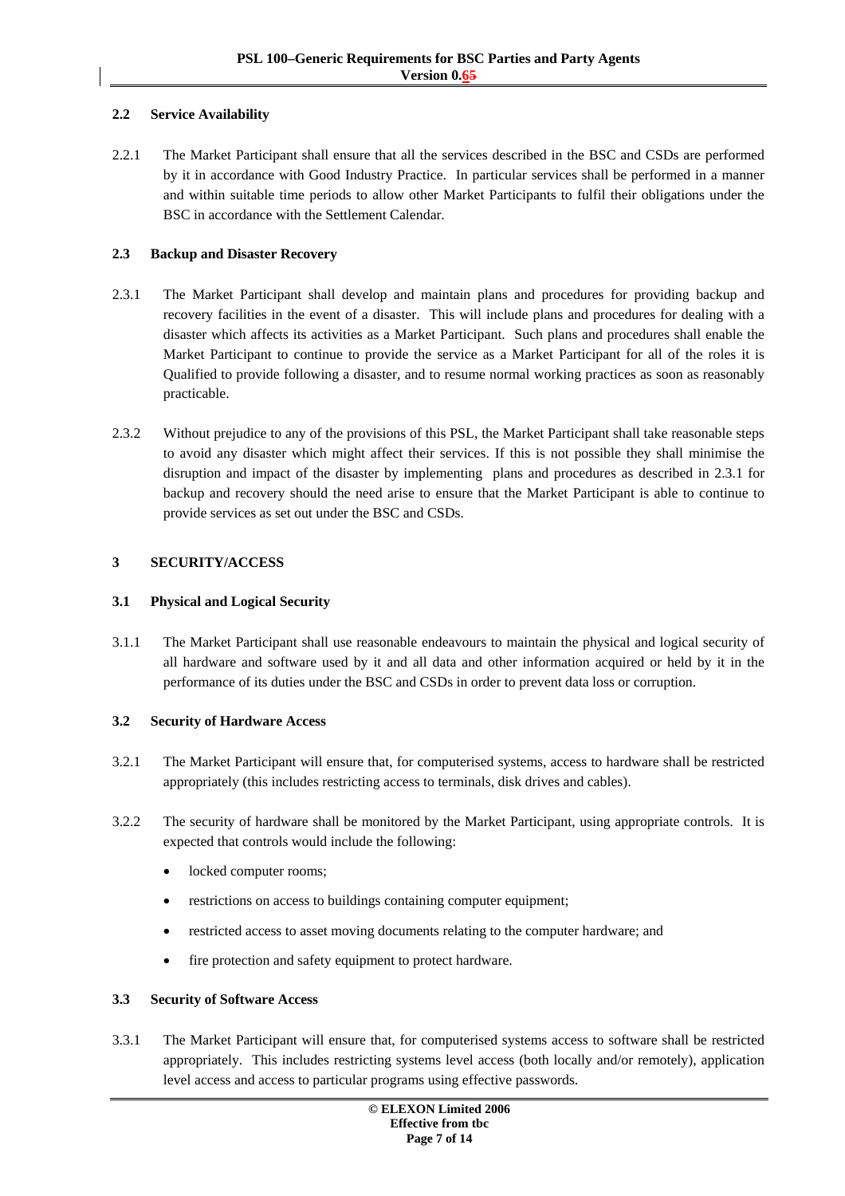### 2.2 Service Availability

2.2.1 The Market Participant shall ensure that all the services described in the BSC and CSDs are performed by it in accordance with Good Industry Practice. In particular services shall be performed in a manner and within suitable time periods to allow other Market Participants to fulfil their obligations under the BSC in accordance with the Settlement Calendar.

### 2.3 Backup and Disaster Recovery

2.3.1 The Market Participant shall develop and maintain plans and procedures for providing backup and recovery facilities in the event of a disaster. This will include plans and procedures for dealing with a disaster which affects its activities as a Market Participant. Such plans and procedures shall enable the Market Participant to continue to provide the service as a Market Participant for all of the roles it is Qualified to provide following a disaster, and to resume normal working practices as soon as reasonably practicable.

2.3.2 Without prejudice to any of the provisions of this PSL, the Market Participant shall take reasonable steps to avoid any disaster which might affect their services. If this is not possible they shall minimise the disruption and impact of the disaster by implementing plans and procedures as described in 2.3.1 for backup and recovery should the need arise to ensure that the Market Participant is able to continue to provide services as set out under the BSC and CSDs.

## 3 SECURITY/ACCESS

### 3.1 Physical and Logical Security

3.1.1 The Market Participant shall use reasonable endeavours to maintain the physical and logical security of all hardware and software used by it and all data and other information acquired or held by it in the performance of its duties under the BSC and CSDs in order to prevent data loss or corruption.

### 3.2 Security of Hardware Access

3.2.1 The Market Participant will ensure that, for computerised systems, access to hardware shall be restricted appropriately (this includes restricting access to terminals, disk drives and cables).

3.2.2 The security of hardware shall be monitored by the Market Participant, using appropriate controls. It is expected that controls would include the following:

- locked computer rooms;
- restrictions on access to buildings containing computer equipment;
- restricted access to asset moving documents relating to the computer hardware; and
- fire protection and safety equipment to protect hardware.

### 3.3 Security of Software Access

3.3.1 The Market Participant will ensure that, for computerised systems access to software shall be restricted appropriately. This includes restricting systems level access (both locally and/or remotely), application level access and access to particular programs using effective passwords.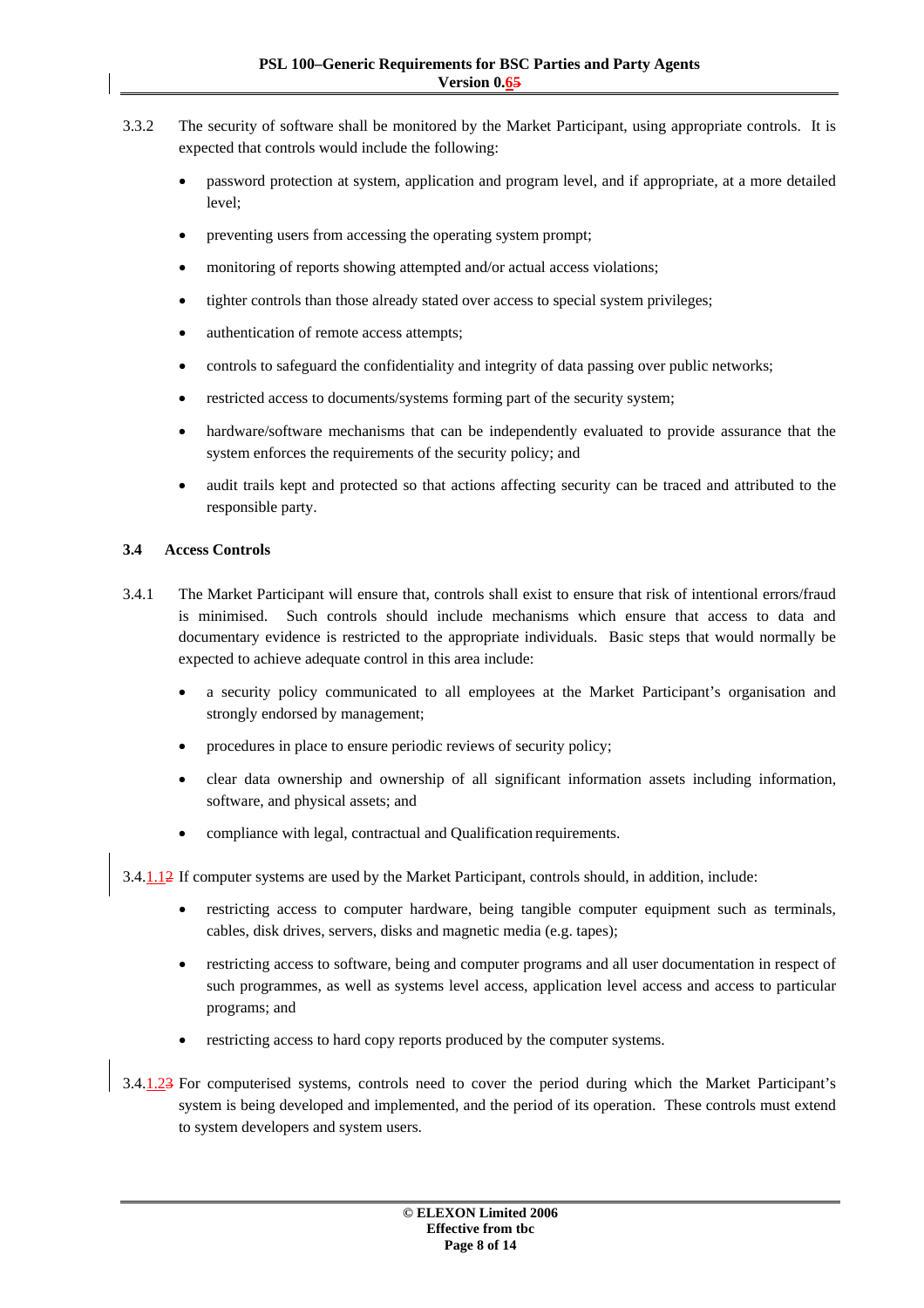3.3.2 The security of software shall be monitored by the Market Participant, using appropriate controls. It is expected that controls would include the following:

- password protection at system, application and program level, and if appropriate, at a more detailed level;
- preventing users from accessing the operating system prompt;
- monitoring of reports showing attempted and/or actual access violations;
- tighter controls than those already stated over access to special system privileges;
- authentication of remote access attempts;
- controls to safeguard the confidentiality and integrity of data passing over public networks;
- restricted access to documents/systems forming part of the security system;
- hardware/software mechanisms that can be independently evaluated to provide assurance that the system enforces the requirements of the security policy; and
- audit trails kept and protected so that actions affecting security can be traced and attributed to the responsible party.

### 3.4 Access Controls

3.4.1 The Market Participant will ensure that, controls shall exist to ensure that risk of intentional errors/fraud is minimised. Such controls should include mechanisms which ensure that access to data and documentary evidence is restricted to the appropriate individuals. Basic steps that would normally be expected to achieve adequate control in this area include:

- a security policy communicated to all employees at the Market Participant's organisation and strongly endorsed by management;
- procedures in place to ensure periodic reviews of security policy;
- clear data ownership and ownership of all significant information assets including information, software, and physical assets; and
- compliance with legal, contractual and Qualification requirements.

3.4.1.12 If computer systems are used by the Market Participant, controls should, in addition, include:

- restricting access to computer hardware, being tangible computer equipment such as terminals, cables, disk drives, servers, disks and magnetic media (e.g. tapes);
- restricting access to software, being and computer programs and all user documentation in respect of such programmes, as well as systems level access, application level access and access to particular programs; and
- restricting access to hard copy reports produced by the computer systems.

3.4.1.23 For computerised systems, controls need to cover the period during which the Market Participant's system is being developed and implemented, and the period of its operation. These controls must extend to system developers and system users.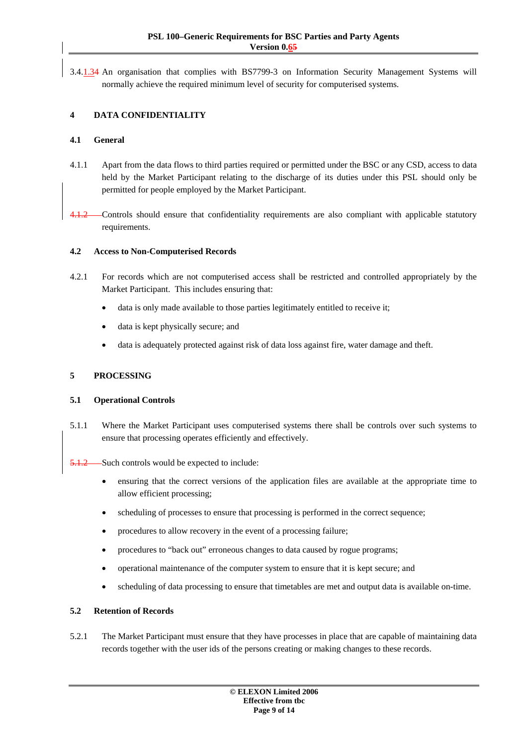3.4.1.34 An organisation that complies with BS7799-3 on Information Security Management Systems will normally achieve the required minimum level of security for computerised systems.

# 4 DATA CONFIDENTIALITY

## 4.1 General

4.1.1 Apart from the data flows to third parties required or permitted under the BSC or any CSD, access to data held by the Market Participant relating to the discharge of its duties under this PSL should only be permitted for people employed by the Market Participant.

4.1.2 Controls should ensure that confidentiality requirements are also compliant with applicable statutory requirements.

## 4.2 Access to Non-Computerised Records

4.2.1 For records which are not computerised access shall be restricted and controlled appropriately by the Market Participant. This includes ensuring that:

- data is only made available to those parties legitimately entitled to receive it;
- data is kept physically secure; and
- data is adequately protected against risk of data loss against fire, water damage and theft.

# 5 PROCESSING

## 5.1 Operational Controls

5.1.1 Where the Market Participant uses computerised systems there shall be controls over such systems to ensure that processing operates efficiently and effectively.

5.1.2 Such controls would be expected to include:

- ensuring that the correct versions of the application files are available at the appropriate time to allow efficient processing;
- scheduling of processes to ensure that processing is performed in the correct sequence;
- procedures to allow recovery in the event of a processing failure;
- procedures to "back out" erroneous changes to data caused by rogue programs;
- operational maintenance of the computer system to ensure that it is kept secure; and
- scheduling of data processing to ensure that timetables are met and output data is available on-time.

## 5.2 Retention of Records

5.2.1 The Market Participant must ensure that they have processes in place that are capable of maintaining data records together with the user ids of the persons creating or making changes to these records.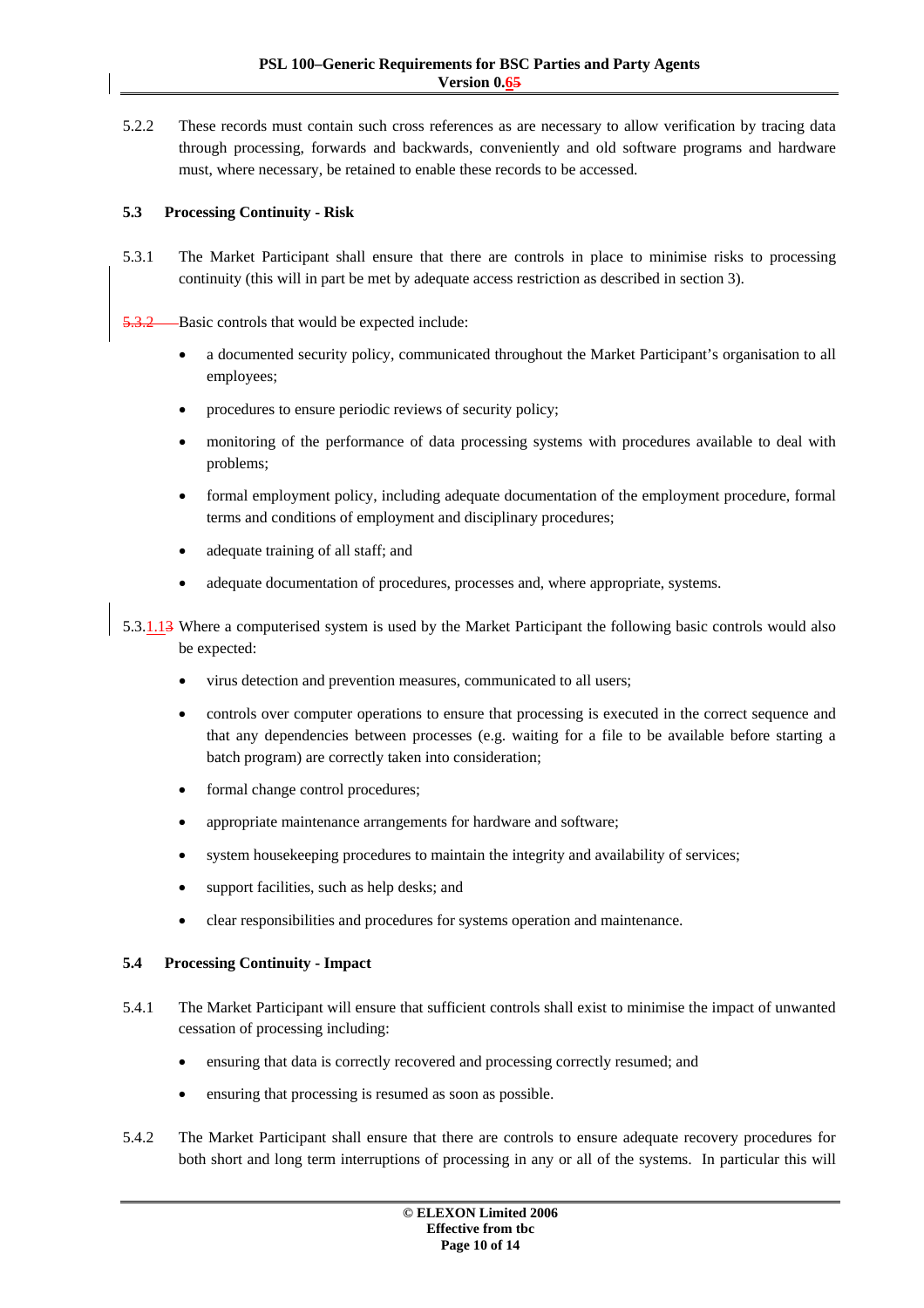5.2.2 These records must contain such cross references as are necessary to allow verification by tracing data through processing, forwards and backwards, conveniently and old software programs and hardware must, where necessary, be retained to enable these records to be accessed.

### 5.3 Processing Continuity - Risk

5.3.1 The Market Participant shall ensure that there are controls in place to minimise risks to processing continuity (this will in part be met by adequate access restriction as described in section 3).

~~5.3.2~~ Basic controls that would be expected include:

- a documented security policy, communicated throughout the Market Participant's organisation to all employees;
- procedures to ensure periodic reviews of security policy;
- monitoring of the performance of data processing systems with procedures available to deal with problems;
- formal employment policy, including adequate documentation of the employment procedure, formal terms and conditions of employment and disciplinary procedures;
- adequate training of all staff; and
- adequate documentation of procedures, processes and, where appropriate, systems.

5.3.1.1~~3~~ Where a computerised system is used by the Market Participant the following basic controls would also be expected:

- virus detection and prevention measures, communicated to all users;
- controls over computer operations to ensure that processing is executed in the correct sequence and that any dependencies between processes (e.g. waiting for a file to be available before starting a batch program) are correctly taken into consideration;
- formal change control procedures;
- appropriate maintenance arrangements for hardware and software;
- system housekeeping procedures to maintain the integrity and availability of services;
- support facilities, such as help desks; and
- clear responsibilities and procedures for systems operation and maintenance.

### 5.4 Processing Continuity - Impact

5.4.1 The Market Participant will ensure that sufficient controls shall exist to minimise the impact of unwanted cessation of processing including:

- ensuring that data is correctly recovered and processing correctly resumed; and
- ensuring that processing is resumed as soon as possible.

5.4.2 The Market Participant shall ensure that there are controls to ensure adequate recovery procedures for both short and long term interruptions of processing in any or all of the systems. In particular this will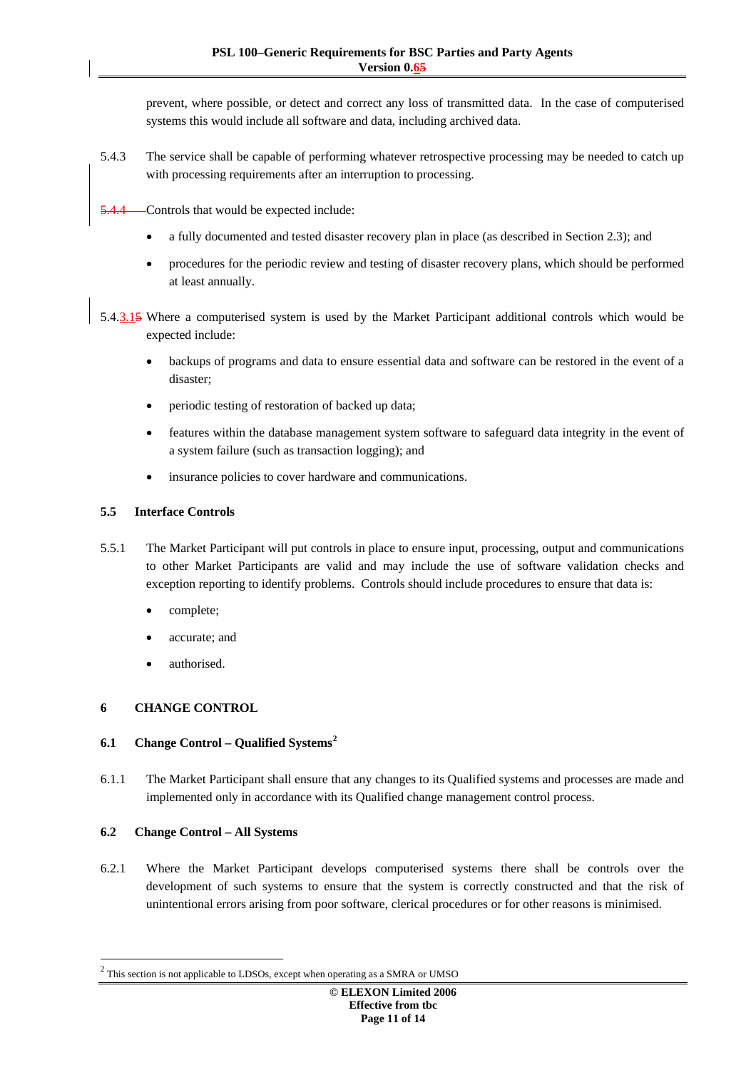prevent, where possible, or detect and correct any loss of transmitted data. In the case of computerised systems this would include all software and data, including archived data.

5.4.3 The service shall be capable of performing whatever retrospective processing may be needed to catch up with processing requirements after an interruption to processing.

~~5.4.4~~ Controls that would be expected include:

- a fully documented and tested disaster recovery plan in place (as described in Section 2.3); and
- procedures for the periodic review and testing of disaster recovery plans, which should be performed at least annually.

5.4.3.1~~5~~ Where a computerised system is used by the Market Participant additional controls which would be expected include:

- backups of programs and data to ensure essential data and software can be restored in the event of a disaster;
- periodic testing of restoration of backed up data;
- features within the database management system software to safeguard data integrity in the event of a system failure (such as transaction logging); and
- insurance policies to cover hardware and communications.

### 5.5 Interface Controls

5.5.1 The Market Participant will put controls in place to ensure input, processing, output and communications to other Market Participants are valid and may include the use of software validation checks and exception reporting to identify problems. Controls should include procedures to ensure that data is:

- complete;
- accurate; and
- authorised.

## 6 CHANGE CONTROL

### 6.1 Change Control – Qualified Systems[2]

6.1.1 The Market Participant shall ensure that any changes to its Qualified systems and processes are made and implemented only in accordance with its Qualified change management control process.

### 6.2 Change Control – All Systems

6.2.1 Where the Market Participant develops computerised systems there shall be controls over the development of such systems to ensure that the system is correctly constructed and that the risk of unintentional errors arising from poor software, clerical procedures or for other reasons is minimised.

---

[2] This section is not applicable to LDSOs, except when operating as a SMRA or UMSO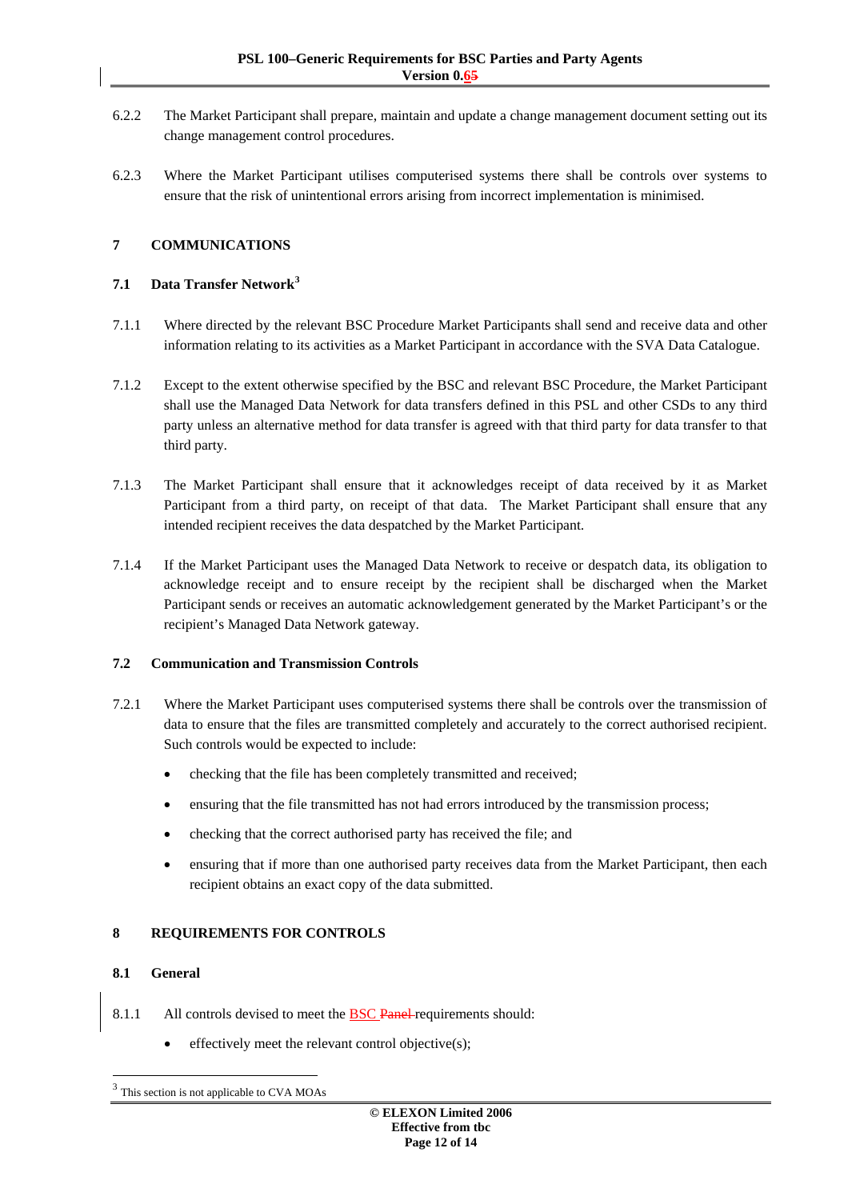6.2.2 The Market Participant shall prepare, maintain and update a change management document setting out its change management control procedures.

6.2.3 Where the Market Participant utilises computerised systems there shall be controls over systems to ensure that the risk of unintentional errors arising from incorrect implementation is minimised.

## 7 COMMUNICATIONS

### 7.1 Data Transfer Network[3]

7.1.1 Where directed by the relevant BSC Procedure Market Participants shall send and receive data and other information relating to its activities as a Market Participant in accordance with the SVA Data Catalogue.

7.1.2 Except to the extent otherwise specified by the BSC and relevant BSC Procedure, the Market Participant shall use the Managed Data Network for data transfers defined in this PSL and other CSDs to any third party unless an alternative method for data transfer is agreed with that third party for data transfer to that third party.

7.1.3 The Market Participant shall ensure that it acknowledges receipt of data received by it as Market Participant from a third party, on receipt of that data. The Market Participant shall ensure that any intended recipient receives the data despatched by the Market Participant.

7.1.4 If the Market Participant uses the Managed Data Network to receive or despatch data, its obligation to acknowledge receipt and to ensure receipt by the recipient shall be discharged when the Market Participant sends or receives an automatic acknowledgement generated by the Market Participant's or the recipient's Managed Data Network gateway.

### 7.2 Communication and Transmission Controls

7.2.1 Where the Market Participant uses computerised systems there shall be controls over the transmission of data to ensure that the files are transmitted completely and accurately to the correct authorised recipient. Such controls would be expected to include:

- checking that the file has been completely transmitted and received;
- ensuring that the file transmitted has not had errors introduced by the transmission process;
- checking that the correct authorised party has received the file; and
- ensuring that if more than one authorised party receives data from the Market Participant, then each recipient obtains an exact copy of the data submitted.

## 8 REQUIREMENTS FOR CONTROLS

### 8.1 General

8.1.1 All controls devised to meet the BSC ~~Panel~~ requirements should:

- effectively meet the relevant control objective(s);

[3] This section is not applicable to CVA MOAs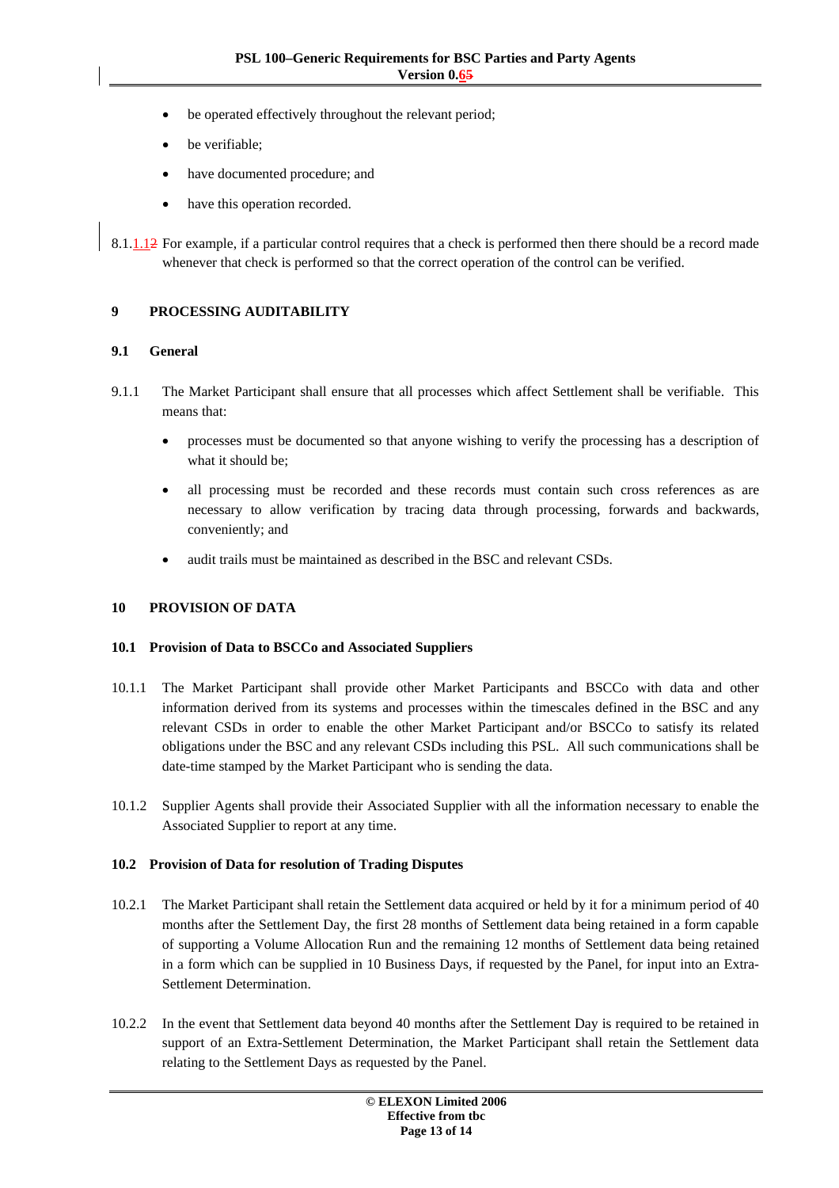- be operated effectively throughout the relevant period;
- be verifiable;
- have documented procedure; and
- have this operation recorded.

8.1.1.12 For example, if a particular control requires that a check is performed then there should be a record made whenever that check is performed so that the correct operation of the control can be verified.

## 9 PROCESSING AUDITABILITY

### 9.1 General

9.1.1 The Market Participant shall ensure that all processes which affect Settlement shall be verifiable. This means that:

- processes must be documented so that anyone wishing to verify the processing has a description of what it should be;
- all processing must be recorded and these records must contain such cross references as are necessary to allow verification by tracing data through processing, forwards and backwards, conveniently; and
- audit trails must be maintained as described in the BSC and relevant CSDs.

## 10 PROVISION OF DATA

### 10.1 Provision of Data to BSCCo and Associated Suppliers

10.1.1 The Market Participant shall provide other Market Participants and BSCCo with data and other information derived from its systems and processes within the timescales defined in the BSC and any relevant CSDs in order to enable the other Market Participant and/or BSCCo to satisfy its related obligations under the BSC and any relevant CSDs including this PSL. All such communications shall be date-time stamped by the Market Participant who is sending the data.

10.1.2 Supplier Agents shall provide their Associated Supplier with all the information necessary to enable the Associated Supplier to report at any time.

### 10.2 Provision of Data for resolution of Trading Disputes

10.2.1 The Market Participant shall retain the Settlement data acquired or held by it for a minimum period of 40 months after the Settlement Day, the first 28 months of Settlement data being retained in a form capable of supporting a Volume Allocation Run and the remaining 12 months of Settlement data being retained in a form which can be supplied in 10 Business Days, if requested by the Panel, for input into an Extra-Settlement Determination.

10.2.2 In the event that Settlement data beyond 40 months after the Settlement Day is required to be retained in support of an Extra-Settlement Determination, the Market Participant shall retain the Settlement data relating to the Settlement Days as requested by the Panel.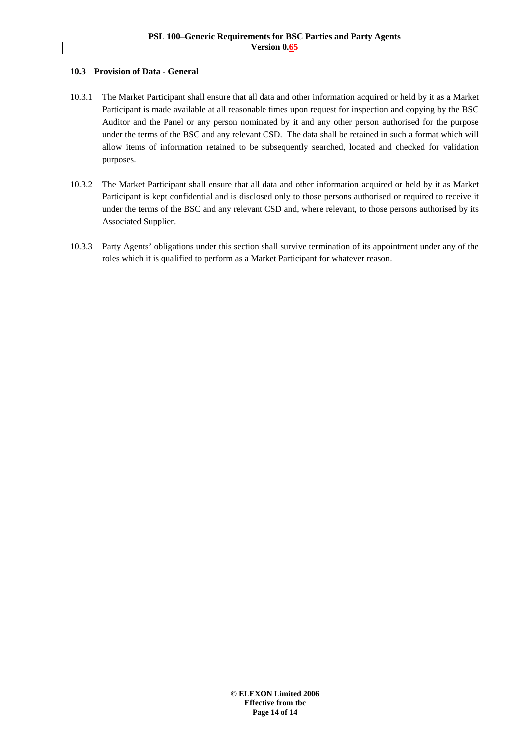### 10.3 Provision of Data - General

10.3.1 The Market Participant shall ensure that all data and other information acquired or held by it as a Market Participant is made available at all reasonable times upon request for inspection and copying by the BSC Auditor and the Panel or any person nominated by it and any other person authorised for the purpose under the terms of the BSC and any relevant CSD. The data shall be retained in such a format which will allow items of information retained to be subsequently searched, located and checked for validation purposes.

10.3.2 The Market Participant shall ensure that all data and other information acquired or held by it as Market Participant is kept confidential and is disclosed only to those persons authorised or required to receive it under the terms of the BSC and any relevant CSD and, where relevant, to those persons authorised by its Associated Supplier.

10.3.3 Party Agents' obligations under this section shall survive termination of its appointment under any of the roles which it is qualified to perform as a Market Participant for whatever reason.